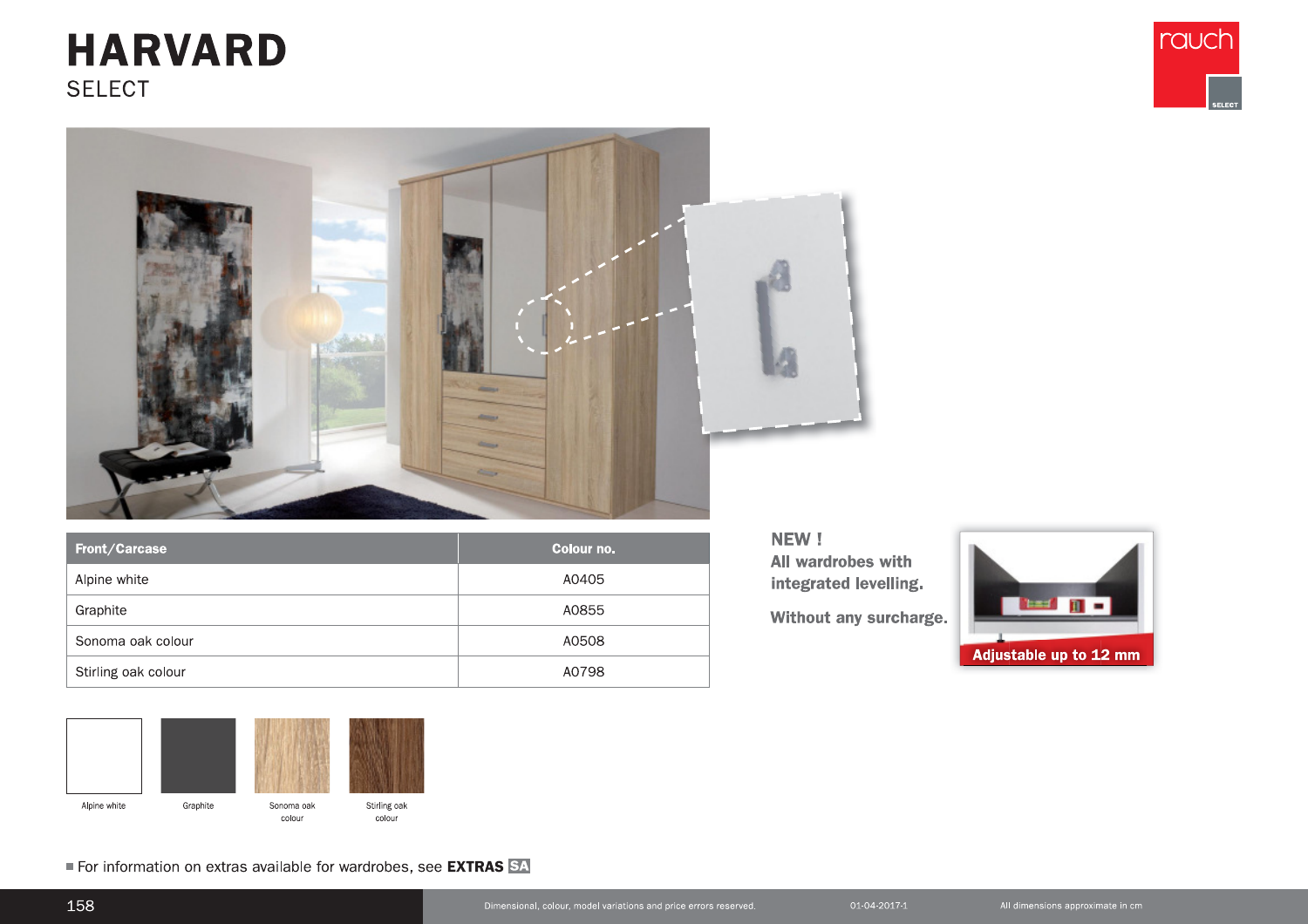# HARVARD

SELECT

| Front/Carcase | Colour no. |
|---|---|
| Alpine white | A0405 |
| Graphite | A0855 |
| Sonoma oak colour | A0508 |
| Stirling oak colour | A0798 |

Alpine white

Graphite

Sonoma oak colour

Stirling oak colour

**NEW !**
**All wardrobes with integrated levelling.**

**Without any surcharge.**

**Adjustable up to 12 mm**

■ For information on extras available for wardrobes, see **EXTRAS SA**

Dimensional, colour, model variations and price errors reserved.

01-04-2017-1

All dimensions approximate in cm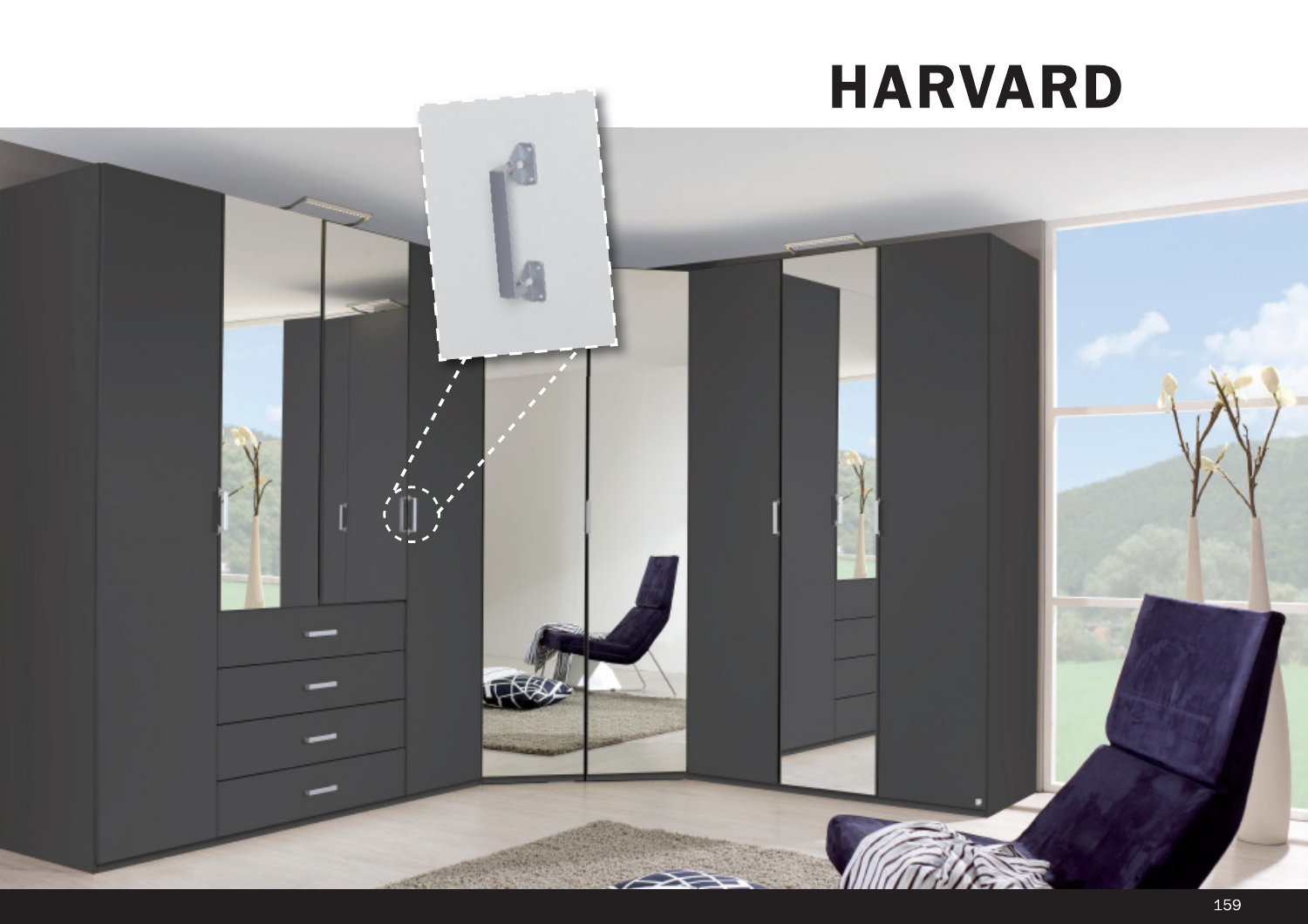# HARVARD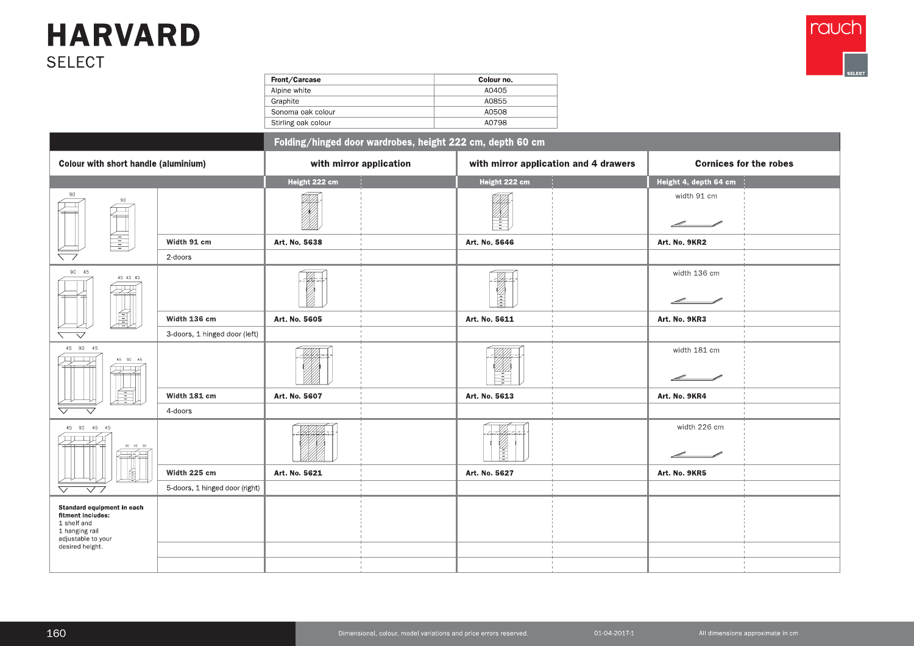# HARVARD

SELECT

| Front/Carcase | Colour no. |
|---|---|
| Alpine white | A0405 |
| Graphite | A0855 |
| Sonoma oak colour | A0508 |
| Stirling oak colour | A0798 |

| | | Folding/hinged door wardrobes, height 222 cm, depth 60 cm | | |
|---|---|---|---|---|
| Colour with short handle (aluminium) | | with mirror application | with mirror application and 4 drawers | Cornices for the robes |
| | | Height 222 cm | Height 222 cm | Height 4, depth 64 cm |
| | | | | width 91 cm |
| | Width 91 cm | Art. No. 5638 | Art. No. 5646 | Art. No. 9KR2 |
| | 2-doors | | | |
| | | | | width 136 cm |
| | Width 136 cm | Art. No. 5605 | Art. No. 5611 | Art. No. 9KR3 |
| | 3-doors, 1 hinged door (left) | | | |
| | | | | width 181 cm |
| | Width 181 cm | Art. No. 5607 | Art. No. 5613 | Art. No. 9KR4 |
| | 4-doors | | | |
| | | | | width 226 cm |
| | Width 225 cm | Art. No. 5621 | Art. No. 5627 | Art. No. 9KR5 |
| | 5-doors, 1 hinged door (right) | | | |
| **Standard equipment in each fitment includes:** 1 shelf and 1 hanging rail adjustable to your desired height. | | | | |

Dimensional, colour, model variations and price errors reserved. 01-04-2017-1 All dimensions approximate in cm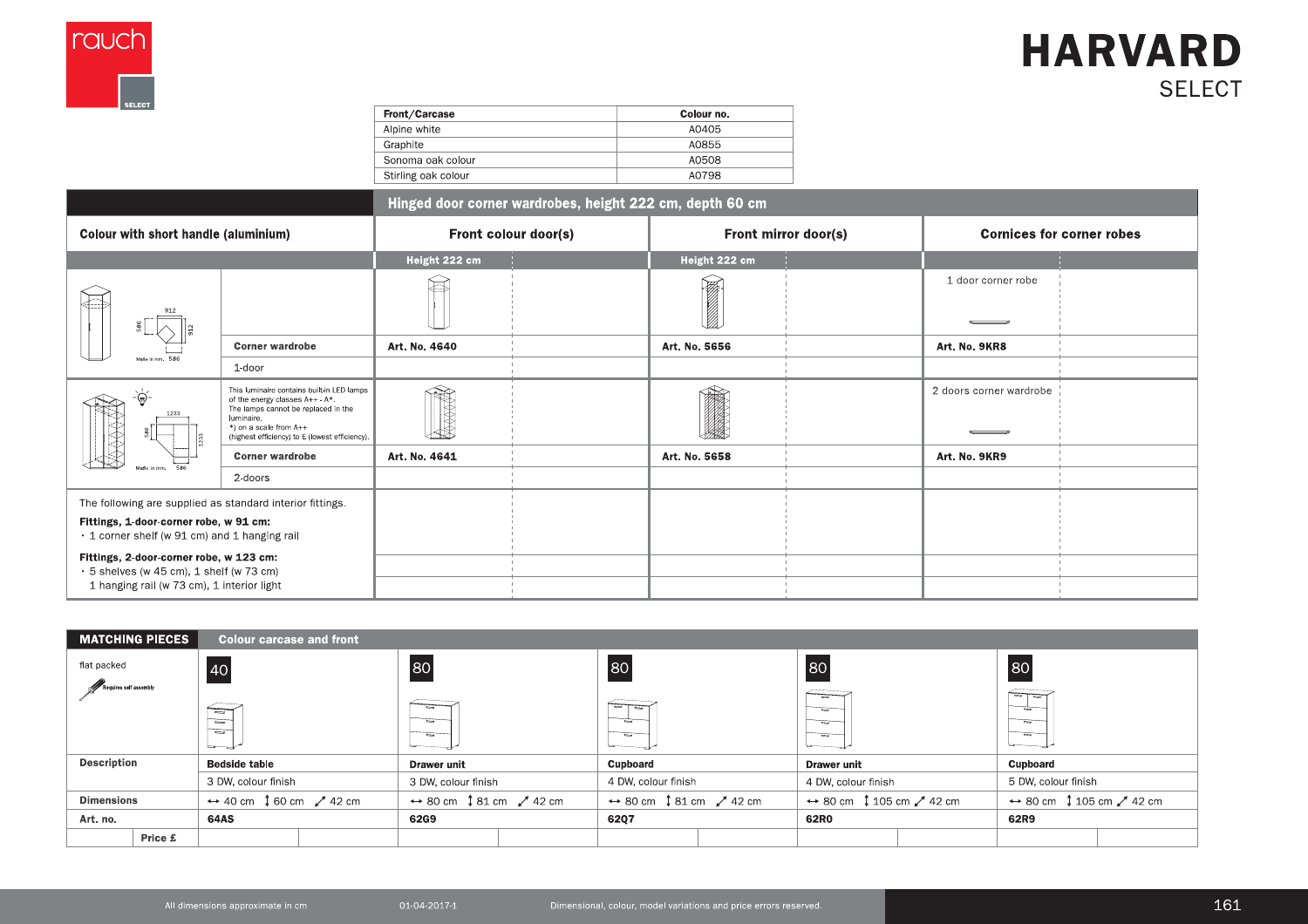rauch SELECT

# HARVARD
SELECT

| Front/Carcase | Colour no. |
|---|---|
| Alpine white | A0405 |
| Graphite | A0855 |
| Sonoma oak colour | A0508 |
| Stirling oak colour | A0798 |

## Hinged door corner wardrobes, height 222 cm, depth 60 cm

| Colour with short handle (aluminium) | | Front colour door(s) | | Front mirror door(s) | | Cornices for corner robes | |
|---|---|---|---|---|---|---|---|
| | | Height 222 cm | | Height 222 cm | | | |
| 912, 586, 912, Maße in mm. 586 | | | | | | 1 door corner robe | |
| | Corner wardrobe | Art. No. 4640 | | Art. No. 5656 | | Art. No. 9KR8 | |
| | 1-door | | | | | | |
| 1233, 586, 1233, Maße in mm. 586 | This luminaire contains built-in LED lamps of the energy classes A++ - A*. The lamps cannot be replaced in the luminaire. *) on a scale from A++ (highest efficiency) to E (lowest efficiency). | | | | | 2 doors corner wardrobe | |
| | Corner wardrobe | Art. No. 4641 | | Art. No. 5658 | | Art. No. 9KR9 | |
| | 2-doors | | | | | | |

The following are supplied as standard interior fittings.

**Fittings, 1-door-corner robe, w 91 cm:**
- 1 corner shelf (w 91 cm) and 1 hanging rail

**Fittings, 2-door-corner robe, w 123 cm:**
- 5 shelves (w 45 cm), 1 shelf (w 73 cm)
  1 hanging rail (w 73 cm), 1 interior light

## MATCHING PIECES — Colour carcase and front

| flat packed / Requires self assembly | 40 | 80 | 80 | 80 | 80 |
|---|---|---|---|---|---|
| Description | **Bedside table** | **Drawer unit** | **Cupboard** | **Drawer unit** | **Cupboard** |
| | 3 DW, colour finish | 3 DW, colour finish | 4 DW, colour finish | 4 DW, colour finish | 5 DW, colour finish |
| Dimensions | ↔ 40 cm ↕ 60 cm ⤢ 42 cm | ↔ 80 cm ↕ 81 cm ⤢ 42 cm | ↔ 80 cm ↕ 81 cm ⤢ 42 cm | ↔ 80 cm ↕ 105 cm ⤢ 42 cm | ↔ 80 cm ↕ 105 cm ⤢ 42 cm |
| Art. no. | **64AS** | **62G9** | **62Q7** | **62R0** | **62R9** |
| Price £ | | | | | |

All dimensions approximate in cm 01-04-2017-1 Dimensional, colour, model variations and price errors reserved.